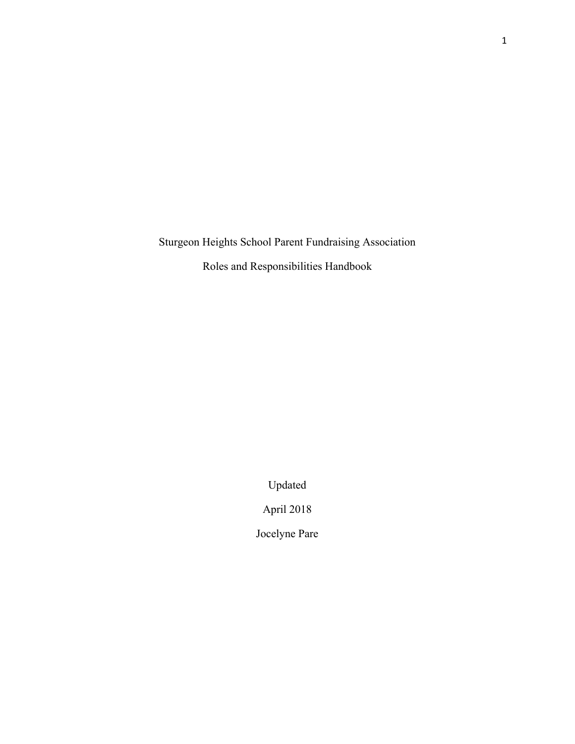# Sturgeon Heights School Parent Fundraising Association

## Roles and Responsibilities Handbook

Updated

April 2018

Jocelyne Pare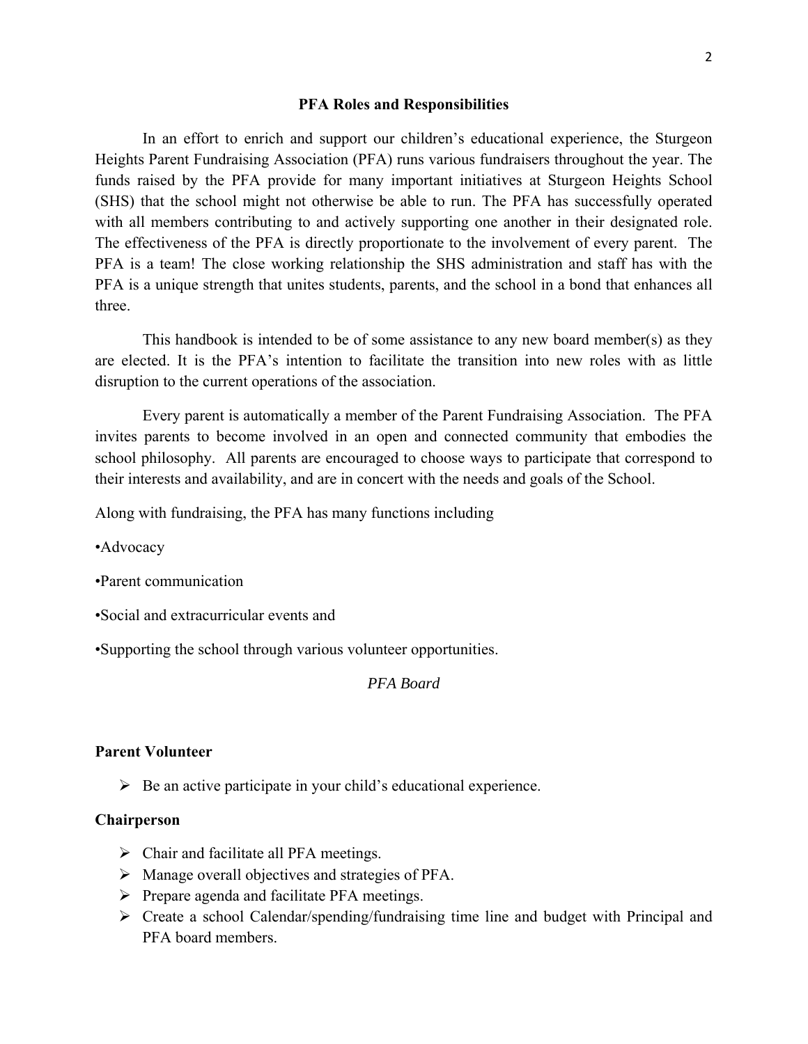## PFA Roles and Responsibilities

In an effort to enrich and support our children's educational experience, the Sturgeon Heights Parent Fundraising Association (PFA) runs various fundraisers throughout the year. The funds raised by the PFA provide for many important initiatives at Sturgeon Heights School (SHS) that the school might not otherwise be able to run. The PFA has successfully operated with all members contributing to and actively supporting one another in their designated role. The effectiveness of the PFA is directly proportionate to the involvement of every parent. The PFA is a team! The close working relationship the SHS administration and staff has with the PFA is a unique strength that unites students, parents, and the school in a bond that enhances all three.

This handbook is intended to be of some assistance to any new board member(s) as they are elected. It is the PFA's intention to facilitate the transition into new roles with as little disruption to the current operations of the association.

Every parent is automatically a member of the Parent Fundraising Association. The PFA invites parents to become involved in an open and connected community that embodies the school philosophy. All parents are encouraged to choose ways to participate that correspond to their interests and availability, and are in concert with the needs and goals of the School.

Along with fundraising, the PFA has many functions including

•Advocacy

•Parent communication

•Social and extracurricular events and

•Supporting the school through various volunteer opportunities.

*PFA Board*

**Parent Volunteer**

- Be an active participate in your child's educational experience.

**Chairperson**

- Chair and facilitate all PFA meetings.
- Manage overall objectives and strategies of PFA.
- Prepare agenda and facilitate PFA meetings.
- Create a school Calendar/spending/fundraising time line and budget with Principal and PFA board members.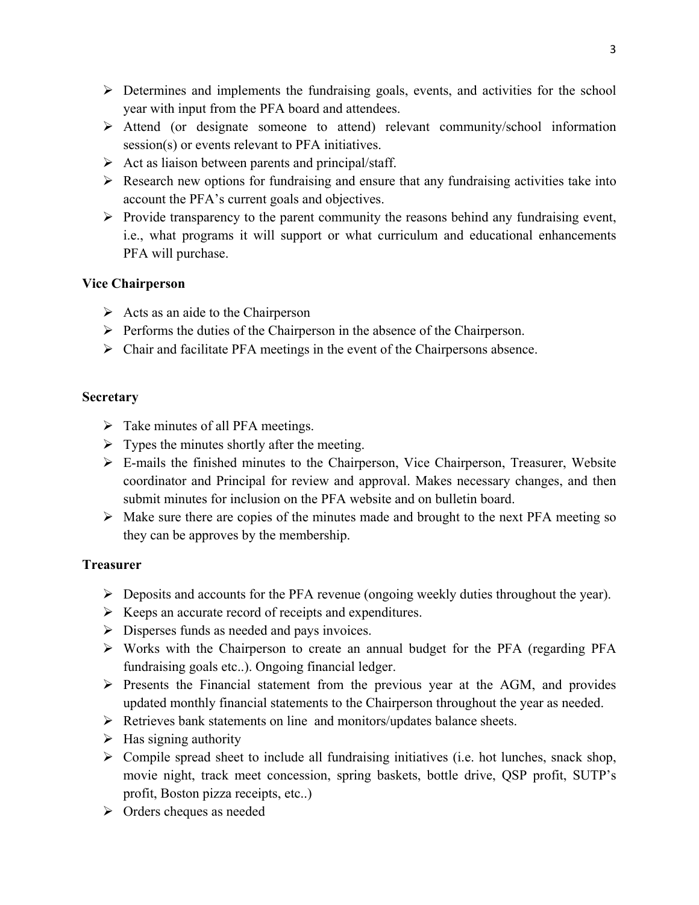- Determines and implements the fundraising goals, events, and activities for the school year with input from the PFA board and attendees.
- Attend (or designate someone to attend) relevant community/school information session(s) or events relevant to PFA initiatives.
- Act as liaison between parents and principal/staff.
- Research new options for fundraising and ensure that any fundraising activities take into account the PFA's current goals and objectives.
- Provide transparency to the parent community the reasons behind any fundraising event, i.e., what programs it will support or what curriculum and educational enhancements PFA will purchase.

**Vice Chairperson**

- Acts as an aide to the Chairperson
- Performs the duties of the Chairperson in the absence of the Chairperson.
- Chair and facilitate PFA meetings in the event of the Chairpersons absence.

**Secretary**

- Take minutes of all PFA meetings.
- Types the minutes shortly after the meeting.
- E-mails the finished minutes to the Chairperson, Vice Chairperson, Treasurer, Website coordinator and Principal for review and approval. Makes necessary changes, and then submit minutes for inclusion on the PFA website and on bulletin board.
- Make sure there are copies of the minutes made and brought to the next PFA meeting so they can be approves by the membership.

**Treasurer**

- Deposits and accounts for the PFA revenue (ongoing weekly duties throughout the year).
- Keeps an accurate record of receipts and expenditures.
- Disperses funds as needed and pays invoices.
- Works with the Chairperson to create an annual budget for the PFA (regarding PFA fundraising goals etc..). Ongoing financial ledger.
- Presents the Financial statement from the previous year at the AGM, and provides updated monthly financial statements to the Chairperson throughout the year as needed.
- Retrieves bank statements on line and monitors/updates balance sheets.
- Has signing authority
- Compile spread sheet to include all fundraising initiatives (i.e. hot lunches, snack shop, movie night, track meet concession, spring baskets, bottle drive, QSP profit, SUTP's profit, Boston pizza receipts, etc..)
- Orders cheques as needed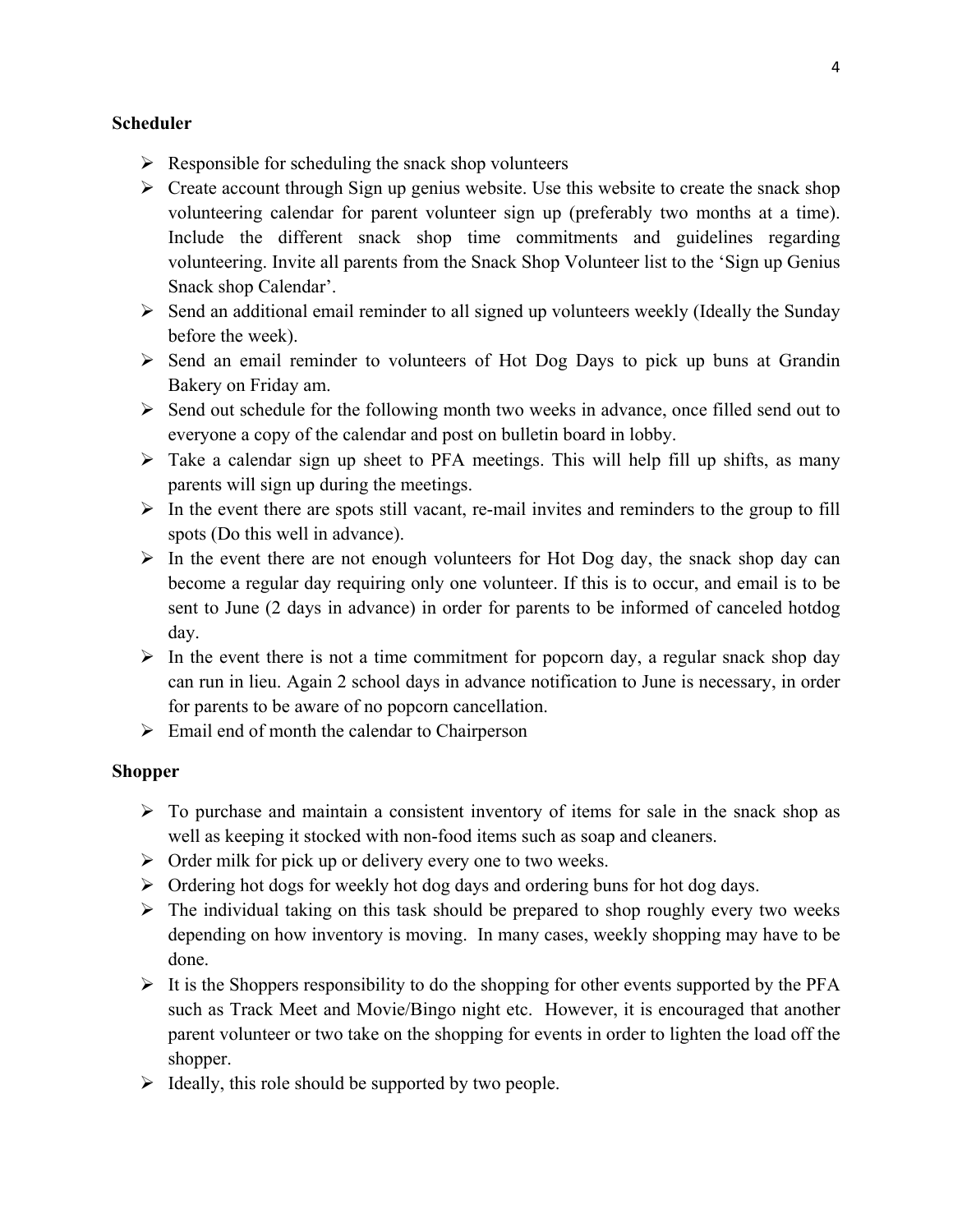**Scheduler**

- Responsible for scheduling the snack shop volunteers
- Create account through Sign up genius website. Use this website to create the snack shop volunteering calendar for parent volunteer sign up (preferably two months at a time). Include the different snack shop time commitments and guidelines regarding volunteering. Invite all parents from the Snack Shop Volunteer list to the 'Sign up Genius Snack shop Calendar'.
- Send an additional email reminder to all signed up volunteers weekly (Ideally the Sunday before the week).
- Send an email reminder to volunteers of Hot Dog Days to pick up buns at Grandin Bakery on Friday am.
- Send out schedule for the following month two weeks in advance, once filled send out to everyone a copy of the calendar and post on bulletin board in lobby.
- Take a calendar sign up sheet to PFA meetings. This will help fill up shifts, as many parents will sign up during the meetings.
- In the event there are spots still vacant, re-mail invites and reminders to the group to fill spots (Do this well in advance).
- In the event there are not enough volunteers for Hot Dog day, the snack shop day can become a regular day requiring only one volunteer. If this is to occur, and email is to be sent to June (2 days in advance) in order for parents to be informed of canceled hotdog day.
- In the event there is not a time commitment for popcorn day, a regular snack shop day can run in lieu. Again 2 school days in advance notification to June is necessary, in order for parents to be aware of no popcorn cancellation.
- Email end of month the calendar to Chairperson

**Shopper**

- To purchase and maintain a consistent inventory of items for sale in the snack shop as well as keeping it stocked with non-food items such as soap and cleaners.
- Order milk for pick up or delivery every one to two weeks.
- Ordering hot dogs for weekly hot dog days and ordering buns for hot dog days.
- The individual taking on this task should be prepared to shop roughly every two weeks depending on how inventory is moving. In many cases, weekly shopping may have to be done.
- It is the Shoppers responsibility to do the shopping for other events supported by the PFA such as Track Meet and Movie/Bingo night etc. However, it is encouraged that another parent volunteer or two take on the shopping for events in order to lighten the load off the shopper.
- Ideally, this role should be supported by two people.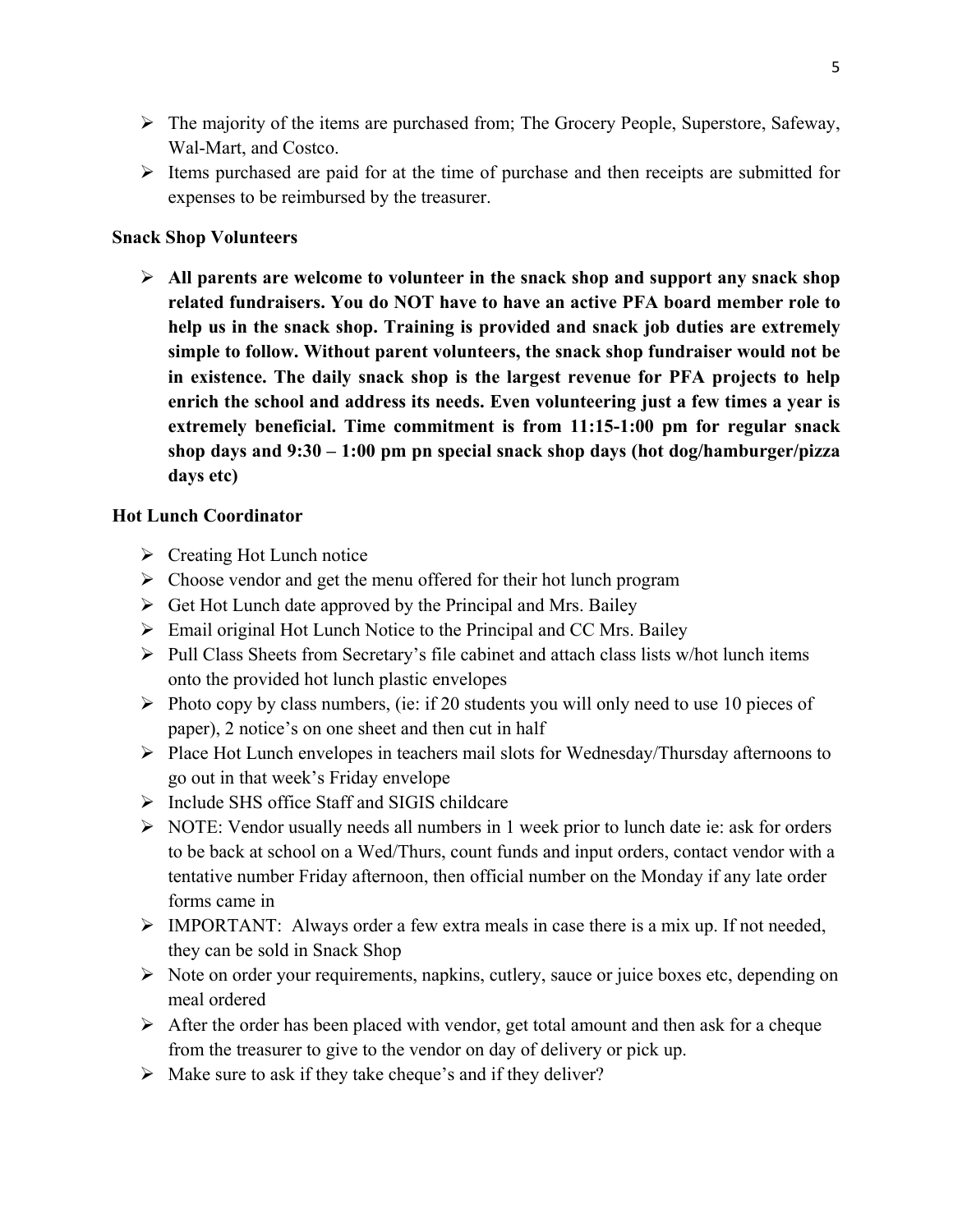- The majority of the items are purchased from; The Grocery People, Superstore, Safeway, Wal-Mart, and Costco.
- Items purchased are paid for at the time of purchase and then receipts are submitted for expenses to be reimbursed by the treasurer.

**Snack Shop Volunteers**

- **All parents are welcome to volunteer in the snack shop and support any snack shop related fundraisers. You do NOT have to have an active PFA board member role to help us in the snack shop. Training is provided and snack job duties are extremely simple to follow. Without parent volunteers, the snack shop fundraiser would not be in existence. The daily snack shop is the largest revenue for PFA projects to help enrich the school and address its needs. Even volunteering just a few times a year is extremely beneficial. Time commitment is from 11:15-1:00 pm for regular snack shop days and 9:30 – 1:00 pm pn special snack shop days (hot dog/hamburger/pizza days etc)**

**Hot Lunch Coordinator**

- Creating Hot Lunch notice
- Choose vendor and get the menu offered for their hot lunch program
- Get Hot Lunch date approved by the Principal and Mrs. Bailey
- Email original Hot Lunch Notice to the Principal and CC Mrs. Bailey
- Pull Class Sheets from Secretary's file cabinet and attach class lists w/hot lunch items onto the provided hot lunch plastic envelopes
- Photo copy by class numbers, (ie: if 20 students you will only need to use 10 pieces of paper), 2 notice's on one sheet and then cut in half
- Place Hot Lunch envelopes in teachers mail slots for Wednesday/Thursday afternoons to go out in that week's Friday envelope
- Include SHS office Staff and SIGIS childcare
- NOTE: Vendor usually needs all numbers in 1 week prior to lunch date ie: ask for orders to be back at school on a Wed/Thurs, count funds and input orders, contact vendor with a tentative number Friday afternoon, then official number on the Monday if any late order forms came in
- IMPORTANT: Always order a few extra meals in case there is a mix up. If not needed, they can be sold in Snack Shop
- Note on order your requirements, napkins, cutlery, sauce or juice boxes etc, depending on meal ordered
- After the order has been placed with vendor, get total amount and then ask for a cheque from the treasurer to give to the vendor on day of delivery or pick up.
- Make sure to ask if they take cheque's and if they deliver?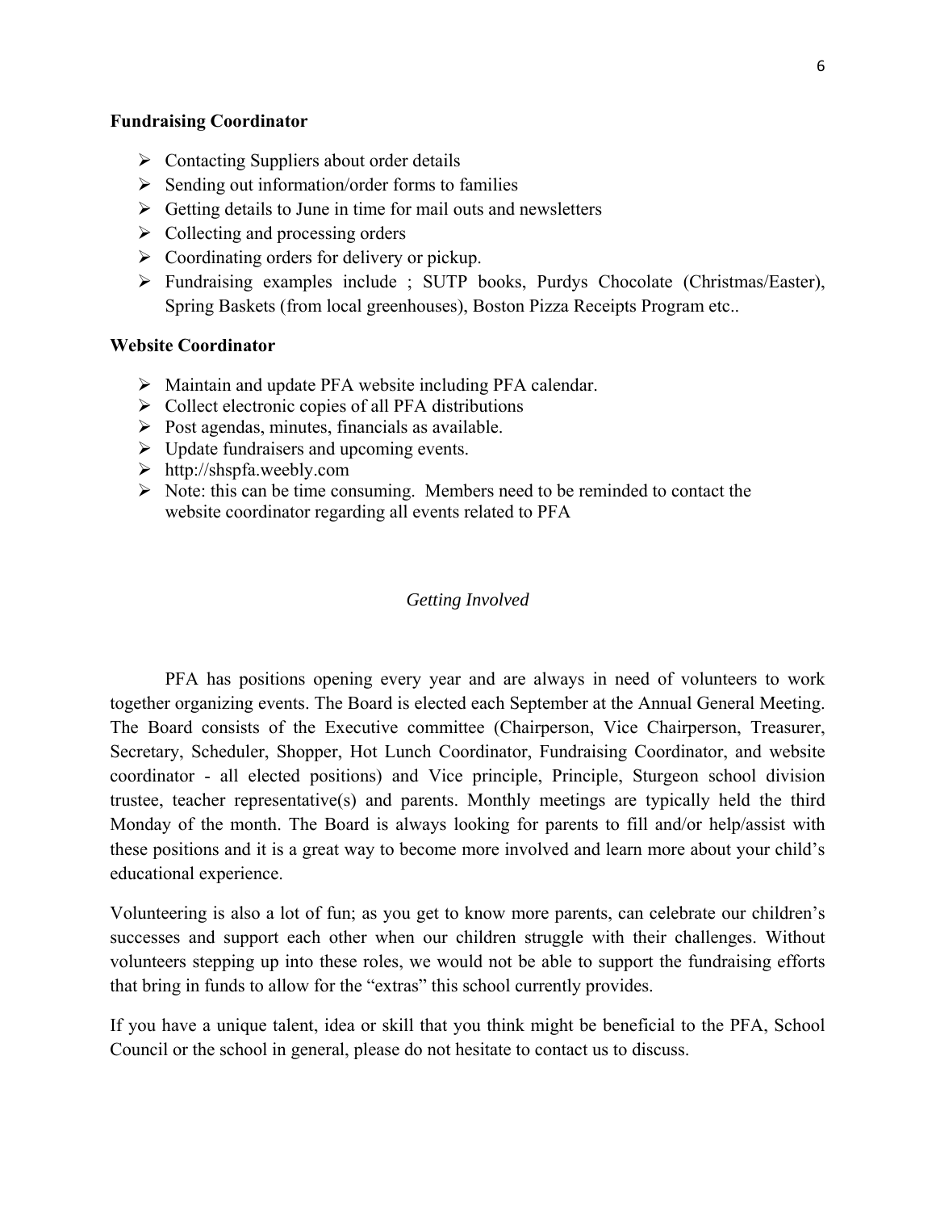**Fundraising Coordinator**

- Contacting Suppliers about order details
- Sending out information/order forms to families
- Getting details to June in time for mail outs and newsletters
- Collecting and processing orders
- Coordinating orders for delivery or pickup.
- Fundraising examples include ; SUTP books, Purdys Chocolate (Christmas/Easter), Spring Baskets (from local greenhouses), Boston Pizza Receipts Program etc..

**Website Coordinator**

- Maintain and update PFA website including PFA calendar.
- Collect electronic copies of all PFA distributions
- Post agendas, minutes, financials as available.
- Update fundraisers and upcoming events.
- http://shspfa.weebly.com
- Note: this can be time consuming. Members need to be reminded to contact the website coordinator regarding all events related to PFA

*Getting Involved*

PFA has positions opening every year and are always in need of volunteers to work together organizing events. The Board is elected each September at the Annual General Meeting. The Board consists of the Executive committee (Chairperson, Vice Chairperson, Treasurer, Secretary, Scheduler, Shopper, Hot Lunch Coordinator, Fundraising Coordinator, and website coordinator - all elected positions) and Vice principle, Principle, Sturgeon school division trustee, teacher representative(s) and parents. Monthly meetings are typically held the third Monday of the month. The Board is always looking for parents to fill and/or help/assist with these positions and it is a great way to become more involved and learn more about your child's educational experience.

Volunteering is also a lot of fun; as you get to know more parents, can celebrate our children's successes and support each other when our children struggle with their challenges. Without volunteers stepping up into these roles, we would not be able to support the fundraising efforts that bring in funds to allow for the "extras" this school currently provides.

If you have a unique talent, idea or skill that you think might be beneficial to the PFA, School Council or the school in general, please do not hesitate to contact us to discuss.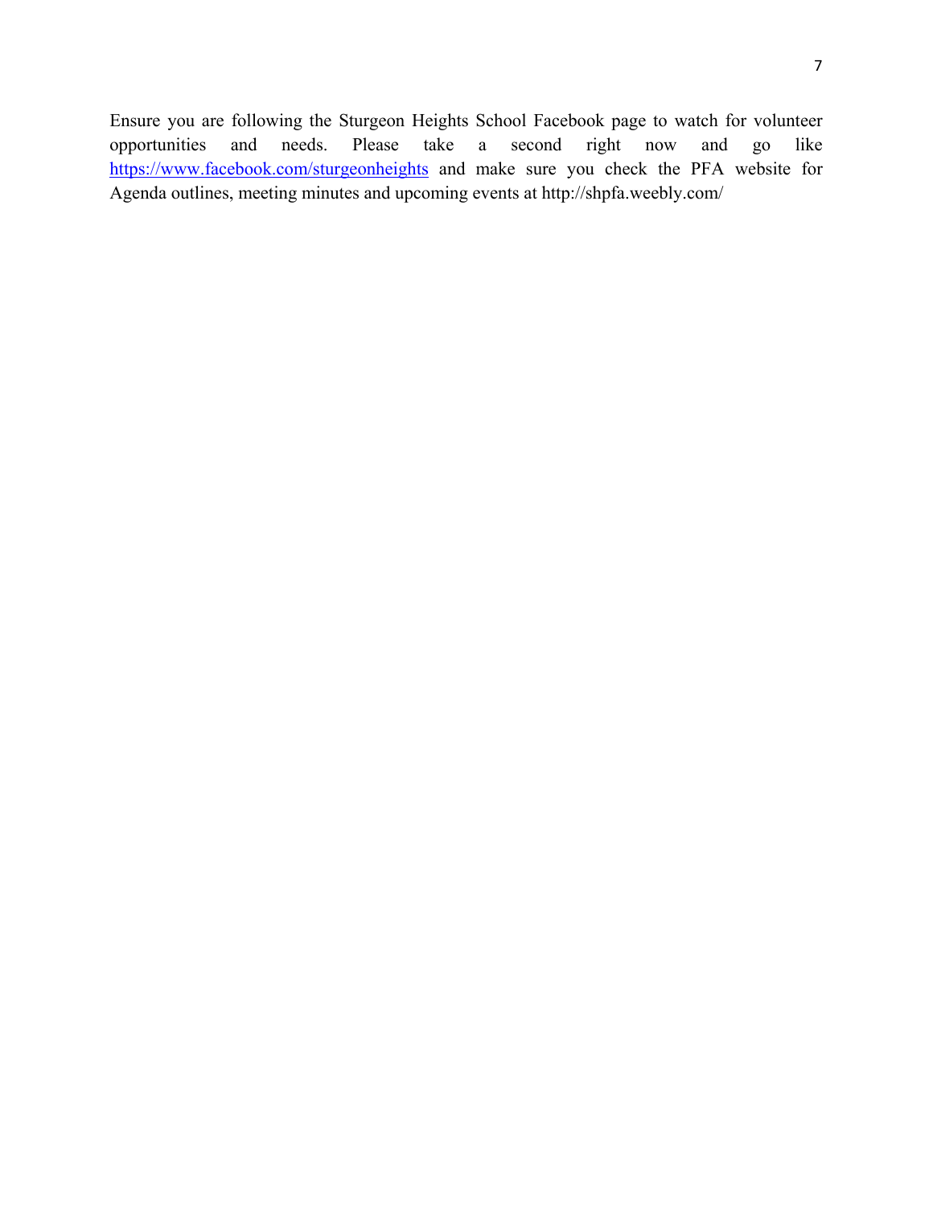Ensure you are following the Sturgeon Heights School Facebook page to watch for volunteer opportunities and needs. Please take a second right now and go like https://www.facebook.com/sturgeonheights and make sure you check the PFA website for Agenda outlines, meeting minutes and upcoming events at http://shpfa.weebly.com/